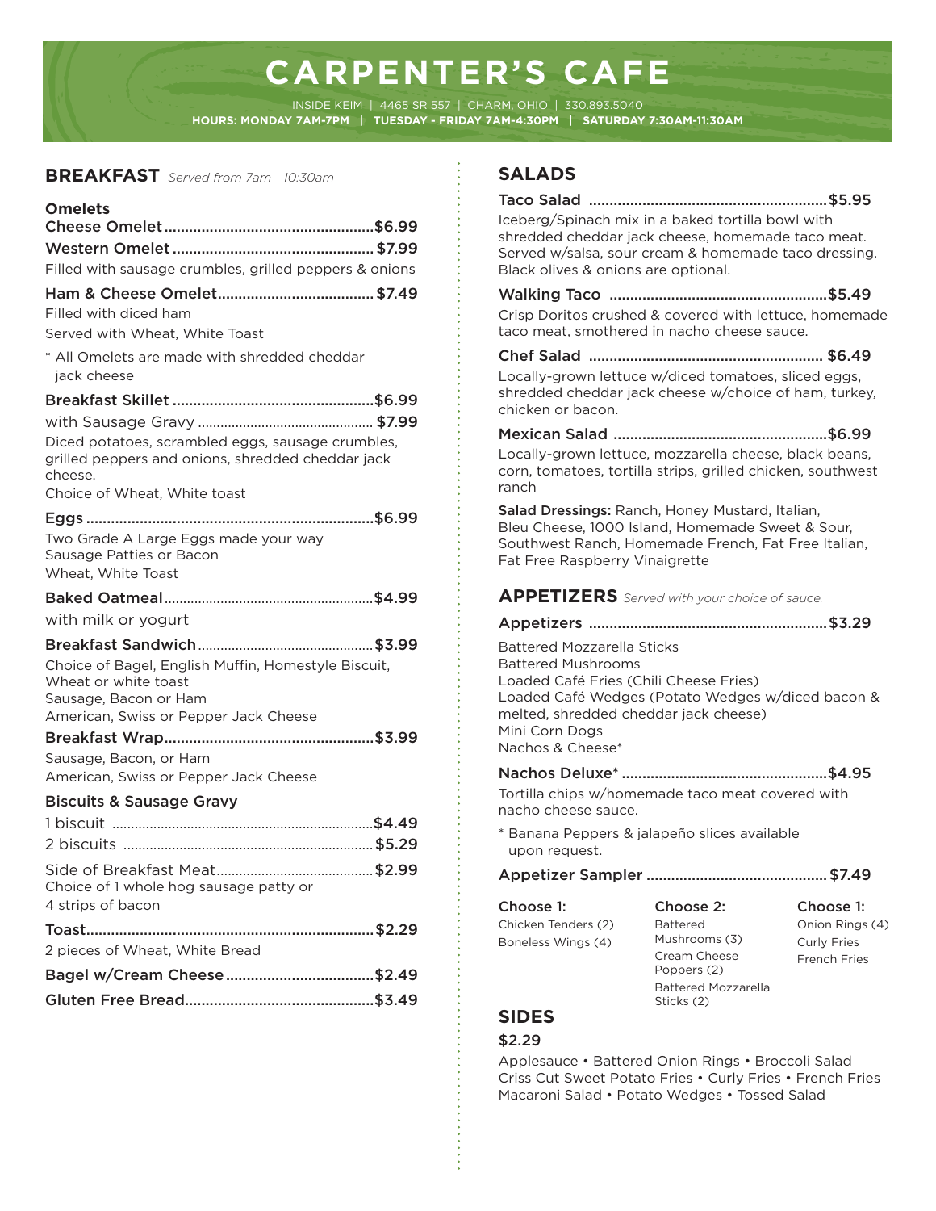# CARPENTER'S CAFE

INSIDE KEIM | 4465 SR 557 | CHARM, OHIO | 330.893.5040

**HOURS: MONDAY 7AM-7PM | TUESDAY - FRIDAY 7AM-4:30PM | SATURDAY 7:30AM-11:30AM**

## BREAKFAST *Served from 7am - 10:30am*

### Omelets

**Cheese Omelet** ....... $6.99

**Western Omelet** ....... $7.99

Filled with sausage crumbles, grilled peppers & onions

**Ham & Cheese Omelet** ....... $7.49

Filled with diced ham

Served with Wheat, White Toast

\* All Omelets are made with shredded cheddar jack cheese

**Breakfast Skillet** ....... $6.99

with Sausage Gravy ....... $7.99

Diced potatoes, scrambled eggs, sausage crumbles, grilled peppers and onions, shredded cheddar jack cheese.

Choice of Wheat, White toast

**Eggs** ....... $6.99

Two Grade A Large Eggs made your way

Sausage Patties or Bacon

Wheat, White Toast

**Baked Oatmeal** ....... $4.99

with milk or yogurt

**Breakfast Sandwich** ....... $3.99

Choice of Bagel, English Muffin, Homestyle Biscuit, Wheat or white toast

Sausage, Bacon or Ham

American, Swiss or Pepper Jack Cheese

**Breakfast Wrap** ....... $3.99

Sausage, Bacon, or Ham

American, Swiss or Pepper Jack Cheese

### Biscuits & Sausage Gravy

1 biscuit ....... $4.49

2 biscuits ....... $5.29

Side of Breakfast Meat ....... $2.99

Choice of 1 whole hog sausage patty or 4 strips of bacon

**Toast** ....... $2.29

2 pieces of Wheat, White Bread

**Bagel w/Cream Cheese** ....... $2.49

**Gluten Free Bread** ....... $3.49

## SALADS

**Taco Salad** ....... $5.95

Iceberg/Spinach mix in a baked tortilla bowl with shredded cheddar jack cheese, homemade taco meat. Served w/salsa, sour cream & homemade taco dressing. Black olives & onions are optional.

**Walking Taco** ....... $5.49

Crisp Doritos crushed & covered with lettuce, homemade taco meat, smothered in nacho cheese sauce.

**Chef Salad** ....... $6.49

Locally-grown lettuce w/diced tomatoes, sliced eggs, shredded cheddar jack cheese w/choice of ham, turkey, chicken or bacon.

**Mexican Salad** ....... $6.99

Locally-grown lettuce, mozzarella cheese, black beans, corn, tomatoes, tortilla strips, grilled chicken, southwest ranch

**Salad Dressings:** Ranch, Honey Mustard, Italian, Bleu Cheese, 1000 Island, Homemade Sweet & Sour, Southwest Ranch, Homemade French, Fat Free Italian, Fat Free Raspberry Vinaigrette

## APPETIZERS *Served with your choice of sauce.*

**Appetizers** ....... $3.29

Battered Mozzarella Sticks

Battered Mushrooms

Loaded Café Fries (Chili Cheese Fries)

Loaded Café Wedges (Potato Wedges w/diced bacon & melted, shredded cheddar jack cheese)

Mini Corn Dogs

Nachos & Cheese*

**Nachos Deluxe*** ....... $4.95

Tortilla chips w/homemade taco meat covered with nacho cheese sauce.

\* Banana Peppers & jalapeño slices available upon request.

**Appetizer Sampler** ....... $7.49

| Choose 1: | Choose 2: | Choose 1: |
|---|---|---|
| Chicken Tenders (2) | Battered Mushrooms (3) | Onion Rings (4) |
| Boneless Wings (4) | Cream Cheese Poppers (2) | Curly Fries |
| | Battered Mozzarella Sticks (2) | French Fries |

## SIDES

**$2.29**

Applesauce • Battered Onion Rings • Broccoli Salad
Criss Cut Sweet Potato Fries • Curly Fries • French Fries
Macaroni Salad • Potato Wedges • Tossed Salad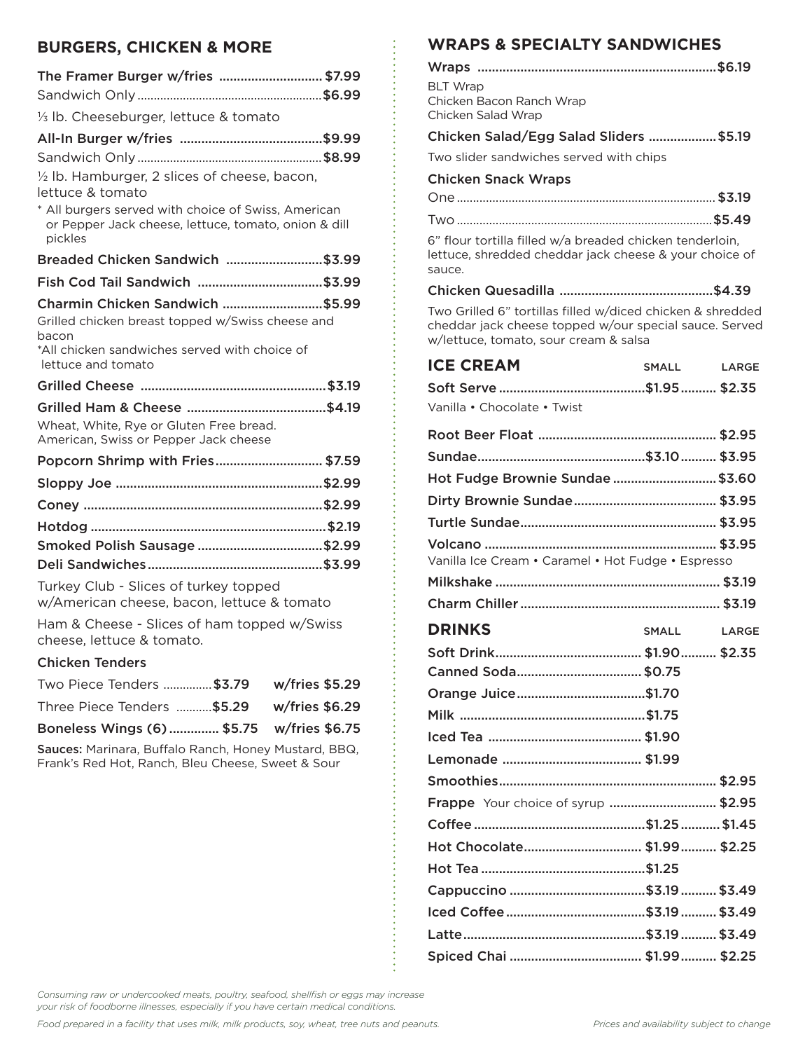## BURGERS, CHICKEN & MORE

| | |
|---|---|
| **The Framer Burger w/fries** | **$7.99** |
| Sandwich Only | **$6.99** |

⅓ lb. Cheeseburger, lettuce & tomato

| | |
|---|---|
| **All-In Burger w/fries** | **$9.99** |
| Sandwich Only | **$8.99** |

½ lb. Hamburger, 2 slices of cheese, bacon, lettuce & tomato

* All burgers served with choice of Swiss, American or Pepper Jack cheese, lettuce, tomato, onion & dill pickles

| | |
|---|---|
| **Breaded Chicken Sandwich** | **$3.99** |
| **Fish Cod Tail Sandwich** | **$3.99** |
| **Charmin Chicken Sandwich** | **$5.99** |

Grilled chicken breast topped w/Swiss cheese and bacon

*All chicken sandwiches served with choice of lettuce and tomato

| | |
|---|---|
| **Grilled Cheese** | **$3.19** |
| **Grilled Ham & Cheese** | **$4.19** |

Wheat, White, Rye or Gluten Free bread. American, Swiss or Pepper Jack cheese

| | |
|---|---|
| **Popcorn Shrimp with Fries** | **$7.59** |
| **Sloppy Joe** | **$2.99** |
| **Coney** | **$2.99** |
| **Hotdog** | **$2.19** |
| **Smoked Polish Sausage** | **$2.99** |
| **Deli Sandwiches** | **$3.99** |

Turkey Club - Slices of turkey topped w/American cheese, bacon, lettuce & tomato

Ham & Cheese - Slices of ham topped w/Swiss cheese, lettuce & tomato.

### Chicken Tenders

| | | |
|---|---|---|
| Two Piece Tenders | **$3.79** | w/fries $5.29 |
| Three Piece Tenders | **$5.29** | w/fries $6.29 |
| **Boneless Wings (6)** | $5.75 | w/fries $6.75 |

**Sauces:** Marinara, Buffalo Ranch, Honey Mustard, BBQ, Frank's Red Hot, Ranch, Bleu Cheese, Sweet & Sour

## WRAPS & SPECIALTY SANDWICHES

| | |
|---|---|
| **Wraps** | **$6.19** |

BLT Wrap
Chicken Bacon Ranch Wrap
Chicken Salad Wrap

| | |
|---|---|
| **Chicken Salad/Egg Salad Sliders** | **$5.19** |

Two slider sandwiches served with chips

### Chicken Snack Wraps

| | |
|---|---|
| One | **$3.19** |
| Two | **$5.49** |

6" flour tortilla filled w/a breaded chicken tenderloin, lettuce, shredded cheddar jack cheese & your choice of sauce.

| | |
|---|---|
| **Chicken Quesadilla** | **$4.39** |

Two Grilled 6" tortillas filled w/diced chicken & shredded cheddar jack cheese topped w/our special sauce. Served w/lettuce, tomato, sour cream & salsa

## ICE CREAM

| | SMALL | LARGE |
|---|---|---|
| **Soft Serve** | **$1.95** | **$2.35** |
| Vanilla • Chocolate • Twist | | |
| **Root Beer Float** | | **$2.95** |
| **Sundae** | **$3.10** | **$3.95** |
| **Hot Fudge Brownie Sundae** | | **$3.60** |
| **Dirty Brownie Sundae** | | **$3.95** |
| **Turtle Sundae** | | **$3.95** |
| **Volcano** | | **$3.95** |
| Vanilla Ice Cream • Caramel • Hot Fudge • Espresso | | |
| **Milkshake** | | **$3.19** |
| **Charm Chiller** | | **$3.19** |

## DRINKS

| | SMALL | LARGE |
|---|---|---|
| **Soft Drink** | **$1.90** | **$2.35** |
| **Canned Soda** | **$0.75** | |
| **Orange Juice** | **$1.70** | |
| **Milk** | **$1.75** | |
| **Iced Tea** | **$1.90** | |
| **Lemonade** | **$1.99** | |
| **Smoothies** | | **$2.95** |
| **Frappe** Your choice of syrup | | **$2.95** |
| **Coffee** | **$1.25** | **$1.45** |
| **Hot Chocolate** | **$1.99** | **$2.25** |
| **Hot Tea** | **$1.25** | |
| **Cappuccino** | **$3.19** | **$3.49** |
| **Iced Coffee** | **$3.19** | **$3.49** |
| **Latte** | **$3.19** | **$3.49** |
| **Spiced Chai** | **$1.99** | **$2.25** |

*Consuming raw or undercooked meats, poultry, seafood, shellfish or eggs may increase your risk of foodborne illnesses, especially if you have certain medical conditions.*

*Food prepared in a facility that uses milk, milk products, soy, wheat, tree nuts and peanuts.*

*Prices and availability subject to change*